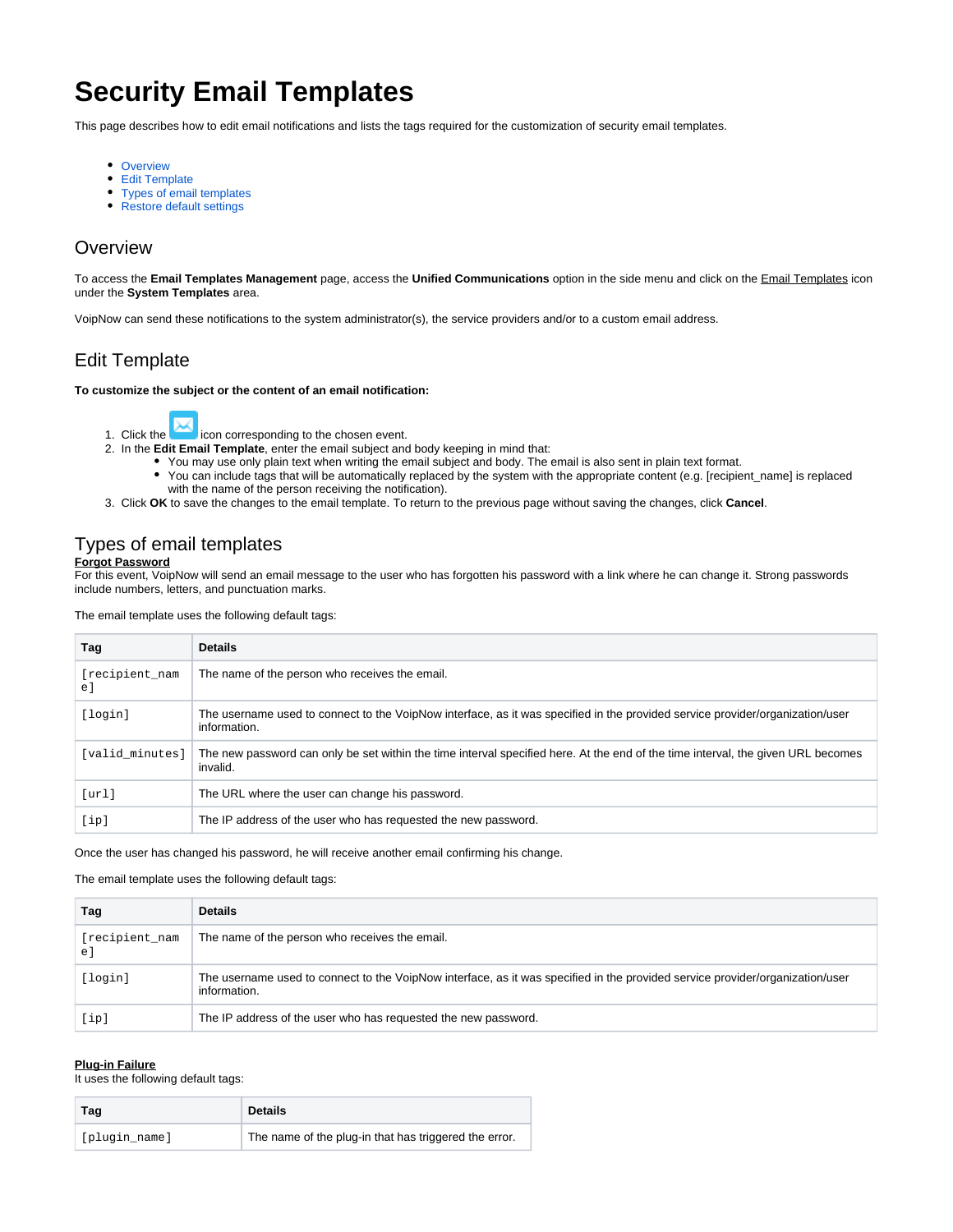# Security Email Templates

This page describes how to edit email notifications and lists the tags required for the customization of security email templates.

- Overview
- Edit Template
- Types of email templates
- Restore default settings

## Overview

To access the **Email Templates Management** page, access the **Unified Communications** option in the side menu and click on the Email Templates icon under the **System Templates** area.

VoipNow can send these notifications to the system administrator(s), the service providers and/or to a custom email address.

## Edit Template

**To customize the subject or the content of an email notification:**

1. Click the icon corresponding to the chosen event.
2. In the **Edit Email Template**, enter the email subject and body keeping in mind that:
   - You may use only plain text when writing the email subject and body. The email is also sent in plain text format.
   - You can include tags that will be automatically replaced by the system with the appropriate content (e.g. [recipient_name] is replaced with the name of the person receiving the notification).
3. Click **OK** to save the changes to the email template. To return to the previous page without saving the changes, click **Cancel**.

## Types of email templates

**Forgot Password**

For this event, VoipNow will send an email message to the user who has forgotten his password with a link where he can change it. Strong passwords include numbers, letters, and punctuation marks.

The email template uses the following default tags:

| Tag | Details |
| --- | --- |
| [recipient_name] | The name of the person who receives the email. |
| [login] | The username used to connect to the VoipNow interface, as it was specified in the provided service provider/organization/user information. |
| [valid_minutes] | The new password can only be set within the time interval specified here. At the end of the time interval, the given URL becomes invalid. |
| [url] | The URL where the user can change his password. |
| [ip] | The IP address of the user who has requested the new password. |

Once the user has changed his password, he will receive another email confirming his change.

The email template uses the following default tags:

| Tag | Details |
| --- | --- |
| [recipient_name] | The name of the person who receives the email. |
| [login] | The username used to connect to the VoipNow interface, as it was specified in the provided service provider/organization/user information. |
| [ip] | The IP address of the user who has requested the new password. |

**Plug-in Failure**

It uses the following default tags:

| Tag | Details |
| --- | --- |
| [plugin_name] | The name of the plug-in that has triggered the error. |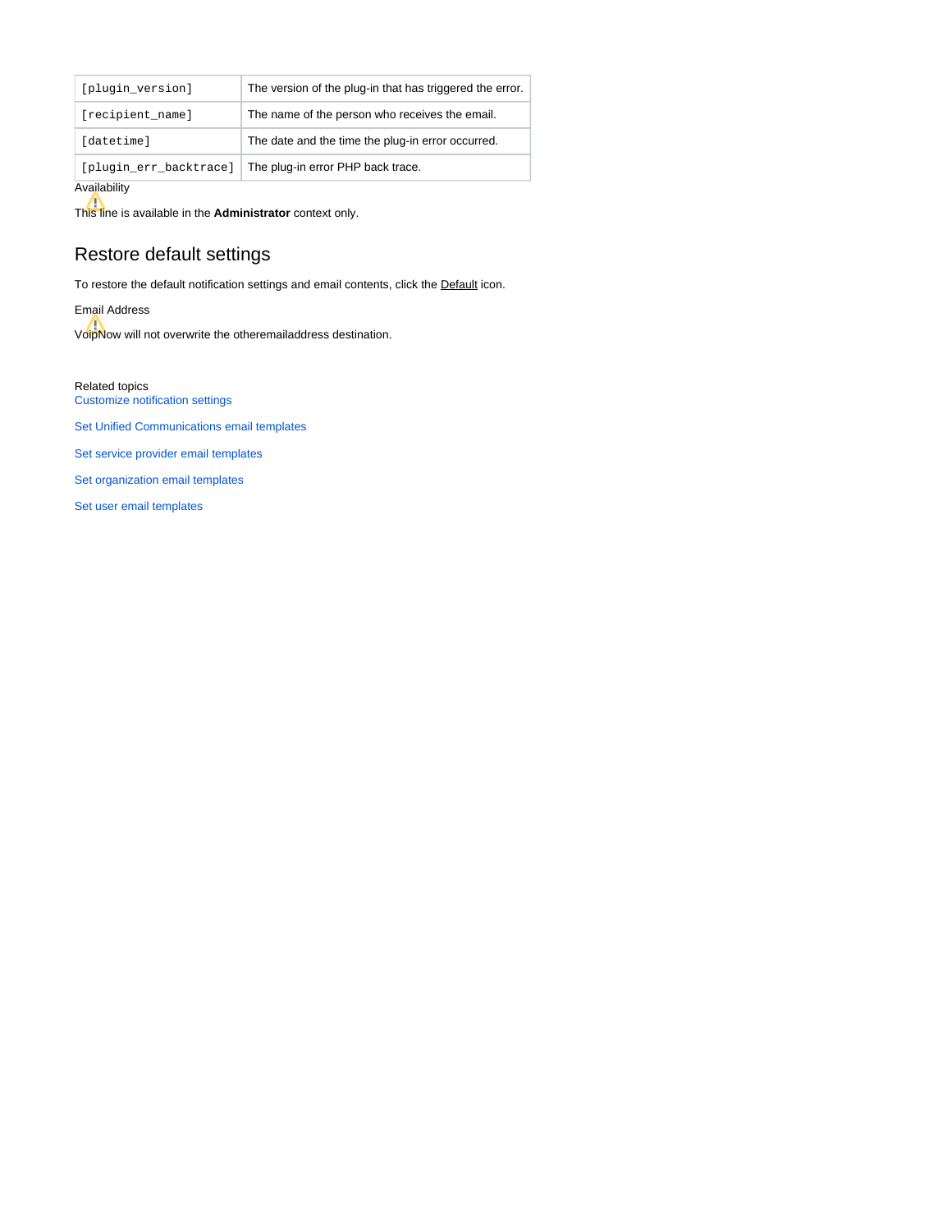| | |
|---|---|
| [plugin_version] | The version of the plug-in that has triggered the error. |
| [recipient_name] | The name of the person who receives the email. |
| [datetime] | The date and the time the plug-in error occurred. |
| [plugin_err_backtrace] | The plug-in error PHP back trace. |

Availability

This line is available in the **Administrator** context only.

## Restore default settings

To restore the default notification settings and email contents, click the Default icon.

Email Address

VoipNow will not overwrite the otheremailaddress destination.

Related topics

Customize notification settings

Set Unified Communications email templates

Set service provider email templates

Set organization email templates

Set user email templates